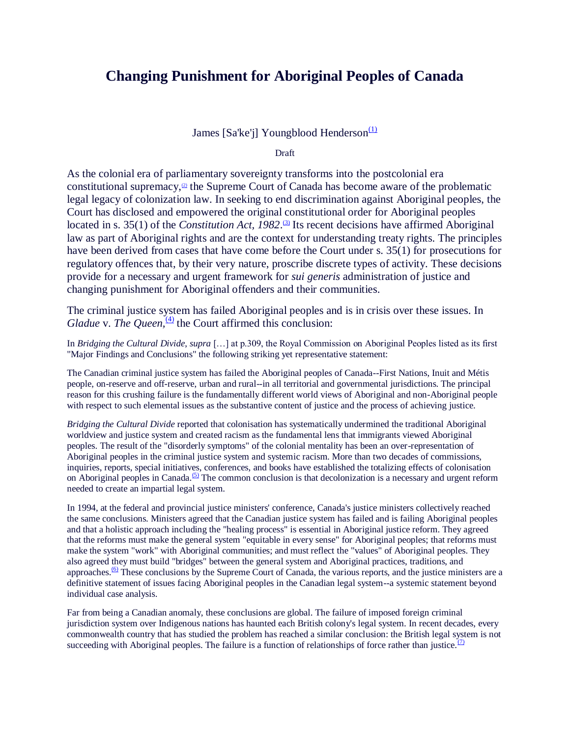# Changing Punishment for Aboriginal Peoples of Canada

James [Sa'ke'j] Youngblood Henderson[(1)]

Draft

As the colonial era of parliamentary sovereignty transforms into the postcolonial era constitutional supremacy,[(2)] the Supreme Court of Canada has become aware of the problematic legal legacy of colonization law. In seeking to end discrimination against Aboriginal peoples, the Court has disclosed and empowered the original constitutional order for Aboriginal peoples located in s. 35(1) of the *Constitution Act, 1982*.[(3)] Its recent decisions have affirmed Aboriginal law as part of Aboriginal rights and are the context for understanding treaty rights. The principles have been derived from cases that have come before the Court under s. 35(1) for prosecutions for regulatory offences that, by their very nature, proscribe discrete types of activity. These decisions provide for a necessary and urgent framework for *sui generis* administration of justice and changing punishment for Aboriginal offenders and their communities.

The criminal justice system has failed Aboriginal peoples and is in crisis over these issues. In *Gladue* v. *The Queen*,[(4)] the Court affirmed this conclusion:

In *Bridging the Cultural Divide, supra* […] at p.309, the Royal Commission on Aboriginal Peoples listed as its first "Major Findings and Conclusions" the following striking yet representative statement:

The Canadian criminal justice system has failed the Aboriginal peoples of Canada--First Nations, Inuit and Métis people, on-reserve and off-reserve, urban and rural--in all territorial and governmental jurisdictions. The principal reason for this crushing failure is the fundamentally different world views of Aboriginal and non-Aboriginal people with respect to such elemental issues as the substantive content of justice and the process of achieving justice.

*Bridging the Cultural Divide* reported that colonisation has systematically undermined the traditional Aboriginal worldview and justice system and created racism as the fundamental lens that immigrants viewed Aboriginal peoples. The result of the "disorderly symptoms" of the colonial mentality has been an over-representation of Aboriginal peoples in the criminal justice system and systemic racism. More than two decades of commissions, inquiries, reports, special initiatives, conferences, and books have established the totalizing effects of colonisation on Aboriginal peoples in Canada.[(5)] The common conclusion is that decolonization is a necessary and urgent reform needed to create an impartial legal system.

In 1994, at the federal and provincial justice ministers' conference, Canada's justice ministers collectively reached the same conclusions. Ministers agreed that the Canadian justice system has failed and is failing Aboriginal peoples and that a holistic approach including the "healing process" is essential in Aboriginal justice reform. They agreed that the reforms must make the general system "equitable in every sense" for Aboriginal peoples; that reforms must make the system "work" with Aboriginal communities; and must reflect the "values" of Aboriginal peoples. They also agreed they must build "bridges" between the general system and Aboriginal practices, traditions, and approaches.[(6)] These conclusions by the Supreme Court of Canada, the various reports, and the justice ministers are a definitive statement of issues facing Aboriginal peoples in the Canadian legal system--a systemic statement beyond individual case analysis.

Far from being a Canadian anomaly, these conclusions are global. The failure of imposed foreign criminal jurisdiction system over Indigenous nations has haunted each British colony's legal system. In recent decades, every commonwealth country that has studied the problem has reached a similar conclusion: the British legal system is not succeeding with Aboriginal peoples. The failure is a function of relationships of force rather than justice.[(7)]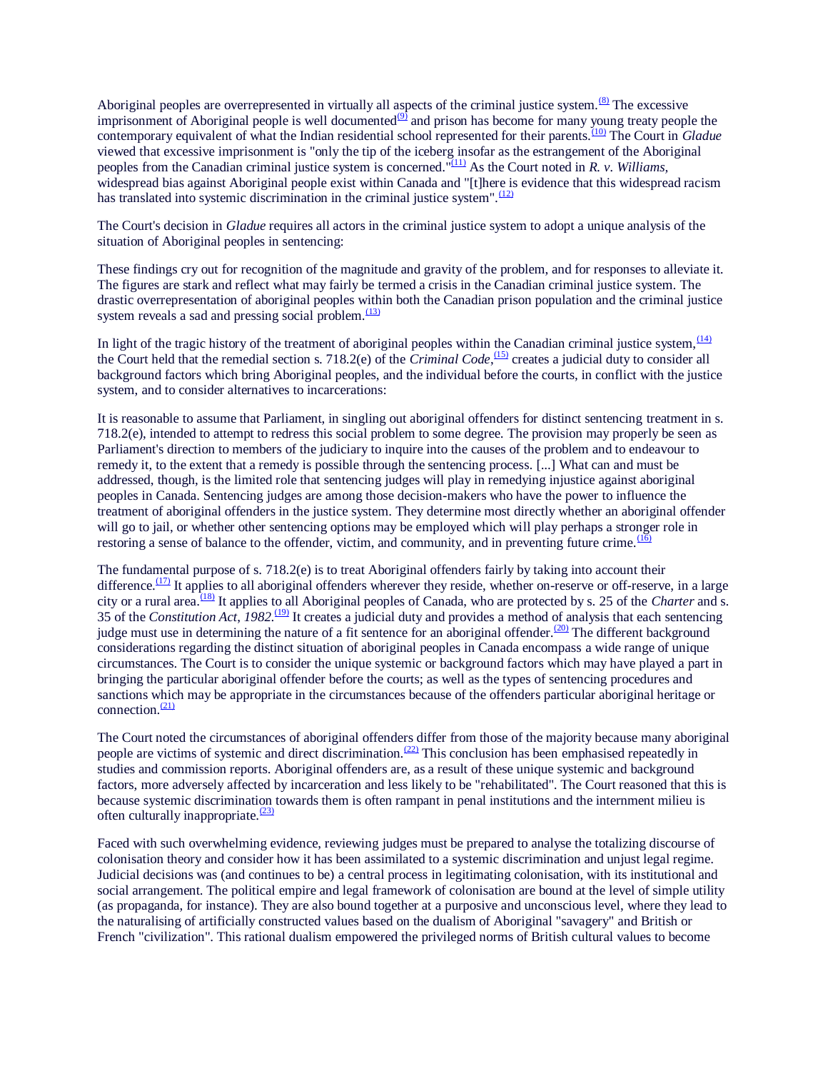Aboriginal peoples are overrepresented in virtually all aspects of the criminal justice system.[(8)] The excessive imprisonment of Aboriginal people is well documented[(9)] and prison has become for many young treaty people the contemporary equivalent of what the Indian residential school represented for their parents.[(10)] The Court in *Gladue* viewed that excessive imprisonment is "only the tip of the iceberg insofar as the estrangement of the Aboriginal peoples from the Canadian criminal justice system is concerned."[(11)] As the Court noted in *R. v. Williams*, widespread bias against Aboriginal people exist within Canada and "[t]here is evidence that this widespread racism has translated into systemic discrimination in the criminal justice system".[(12)]

The Court's decision in *Gladue* requires all actors in the criminal justice system to adopt a unique analysis of the situation of Aboriginal peoples in sentencing:

These findings cry out for recognition of the magnitude and gravity of the problem, and for responses to alleviate it. The figures are stark and reflect what may fairly be termed a crisis in the Canadian criminal justice system. The drastic overrepresentation of aboriginal peoples within both the Canadian prison population and the criminal justice system reveals a sad and pressing social problem.[(13)]

In light of the tragic history of the treatment of aboriginal peoples within the Canadian criminal justice system,[(14)] the Court held that the remedial section s. 718.2(e) of the *Criminal Code*,[(15)] creates a judicial duty to consider all background factors which bring Aboriginal peoples, and the individual before the courts, in conflict with the justice system, and to consider alternatives to incarcerations:

It is reasonable to assume that Parliament, in singling out aboriginal offenders for distinct sentencing treatment in s. 718.2(e), intended to attempt to redress this social problem to some degree. The provision may properly be seen as Parliament's direction to members of the judiciary to inquire into the causes of the problem and to endeavour to remedy it, to the extent that a remedy is possible through the sentencing process. [...] What can and must be addressed, though, is the limited role that sentencing judges will play in remedying injustice against aboriginal peoples in Canada. Sentencing judges are among those decision-makers who have the power to influence the treatment of aboriginal offenders in the justice system. They determine most directly whether an aboriginal offender will go to jail, or whether other sentencing options may be employed which will play perhaps a stronger role in restoring a sense of balance to the offender, victim, and community, and in preventing future crime.[(16)]

The fundamental purpose of s. 718.2(e) is to treat Aboriginal offenders fairly by taking into account their difference.[(17)] It applies to all aboriginal offenders wherever they reside, whether on-reserve or off-reserve, in a large city or a rural area.[(18)] It applies to all Aboriginal peoples of Canada, who are protected by s. 25 of the *Charter* and s. 35 of the *Constitution Act*, *1982*.[(19)] It creates a judicial duty and provides a method of analysis that each sentencing judge must use in determining the nature of a fit sentence for an aboriginal offender.[(20)] The different background considerations regarding the distinct situation of aboriginal peoples in Canada encompass a wide range of unique circumstances. The Court is to consider the unique systemic or background factors which may have played a part in bringing the particular aboriginal offender before the courts; as well as the types of sentencing procedures and sanctions which may be appropriate in the circumstances because of the offenders particular aboriginal heritage or connection.[(21)]

The Court noted the circumstances of aboriginal offenders differ from those of the majority because many aboriginal people are victims of systemic and direct discrimination.[(22)] This conclusion has been emphasised repeatedly in studies and commission reports. Aboriginal offenders are, as a result of these unique systemic and background factors, more adversely affected by incarceration and less likely to be "rehabilitated". The Court reasoned that this is because systemic discrimination towards them is often rampant in penal institutions and the internment milieu is often culturally inappropriate.[(23)]

Faced with such overwhelming evidence, reviewing judges must be prepared to analyse the totalizing discourse of colonisation theory and consider how it has been assimilated to a systemic discrimination and unjust legal regime. Judicial decisions was (and continues to be) a central process in legitimating colonisation, with its institutional and social arrangement. The political empire and legal framework of colonisation are bound at the level of simple utility (as propaganda, for instance). They are also bound together at a purposive and unconscious level, where they lead to the naturalising of artificially constructed values based on the dualism of Aboriginal "savagery" and British or French "civilization". This rational dualism empowered the privileged norms of British cultural values to become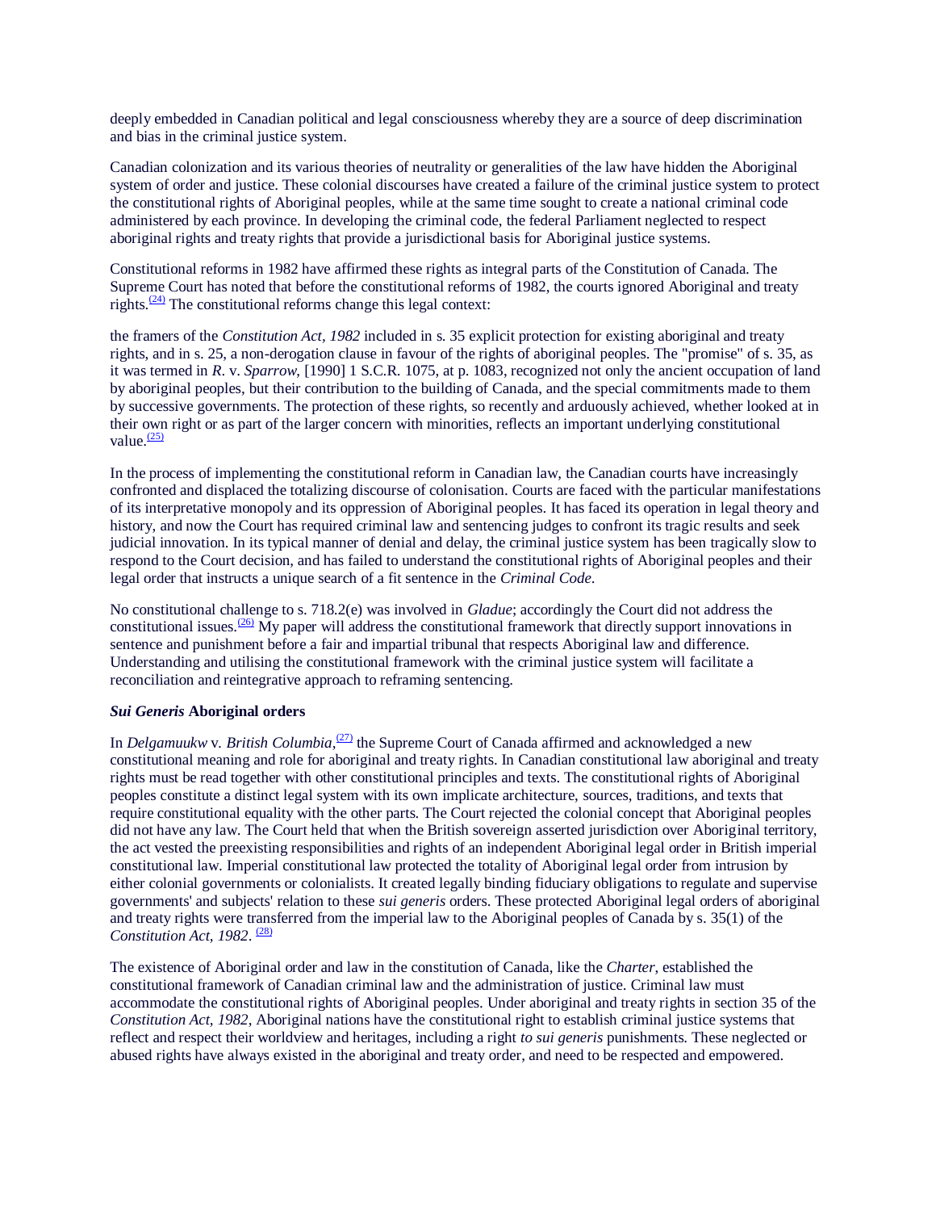deeply embedded in Canadian political and legal consciousness whereby they are a source of deep discrimination and bias in the criminal justice system.

Canadian colonization and its various theories of neutrality or generalities of the law have hidden the Aboriginal system of order and justice. These colonial discourses have created a failure of the criminal justice system to protect the constitutional rights of Aboriginal peoples, while at the same time sought to create a national criminal code administered by each province. In developing the criminal code, the federal Parliament neglected to respect aboriginal rights and treaty rights that provide a jurisdictional basis for Aboriginal justice systems.

Constitutional reforms in 1982 have affirmed these rights as integral parts of the Constitution of Canada. The Supreme Court has noted that before the constitutional reforms of 1982, the courts ignored Aboriginal and treaty rights.[(24)] The constitutional reforms change this legal context:

the framers of the *Constitution Act, 1982* included in s. 35 explicit protection for existing aboriginal and treaty rights, and in s. 25, a non-derogation clause in favour of the rights of aboriginal peoples. The "promise" of s. 35, as it was termed in *R*. v. *Sparrow*, [1990] 1 S.C.R. 1075, at p. 1083, recognized not only the ancient occupation of land by aboriginal peoples, but their contribution to the building of Canada, and the special commitments made to them by successive governments. The protection of these rights, so recently and arduously achieved, whether looked at in their own right or as part of the larger concern with minorities, reflects an important underlying constitutional value.[(25)]

In the process of implementing the constitutional reform in Canadian law, the Canadian courts have increasingly confronted and displaced the totalizing discourse of colonisation. Courts are faced with the particular manifestations of its interpretative monopoly and its oppression of Aboriginal peoples. It has faced its operation in legal theory and history, and now the Court has required criminal law and sentencing judges to confront its tragic results and seek judicial innovation. In its typical manner of denial and delay, the criminal justice system has been tragically slow to respond to the Court decision, and has failed to understand the constitutional rights of Aboriginal peoples and their legal order that instructs a unique search of a fit sentence in the *Criminal Code.*

No constitutional challenge to s. 718.2(e) was involved in *Gladue*; accordingly the Court did not address the constitutional issues.[(26)] My paper will address the constitutional framework that directly support innovations in sentence and punishment before a fair and impartial tribunal that respects Aboriginal law and difference. Understanding and utilising the constitutional framework with the criminal justice system will facilitate a reconciliation and reintegrative approach to reframing sentencing.

### *Sui Generis* Aboriginal orders

In *Delgamuukw* v. *British Columbia,*[(27)] the Supreme Court of Canada affirmed and acknowledged a new constitutional meaning and role for aboriginal and treaty rights. In Canadian constitutional law aboriginal and treaty rights must be read together with other constitutional principles and texts. The constitutional rights of Aboriginal peoples constitute a distinct legal system with its own implicate architecture, sources, traditions, and texts that require constitutional equality with the other parts. The Court rejected the colonial concept that Aboriginal peoples did not have any law. The Court held that when the British sovereign asserted jurisdiction over Aboriginal territory, the act vested the preexisting responsibilities and rights of an independent Aboriginal legal order in British imperial constitutional law. Imperial constitutional law protected the totality of Aboriginal legal order from intrusion by either colonial governments or colonialists. It created legally binding fiduciary obligations to regulate and supervise governments' and subjects' relation to these *sui generis* orders. These protected Aboriginal legal orders of aboriginal and treaty rights were transferred from the imperial law to the Aboriginal peoples of Canada by s. 35(1) of the *Constitution Act, 1982*. [(28)]

The existence of Aboriginal order and law in the constitution of Canada, like the *Charter*, established the constitutional framework of Canadian criminal law and the administration of justice. Criminal law must accommodate the constitutional rights of Aboriginal peoples. Under aboriginal and treaty rights in section 35 of the *Constitution Act, 1982*, Aboriginal nations have the constitutional right to establish criminal justice systems that reflect and respect their worldview and heritages, including a right *to sui generis* punishments. These neglected or abused rights have always existed in the aboriginal and treaty order, and need to be respected and empowered.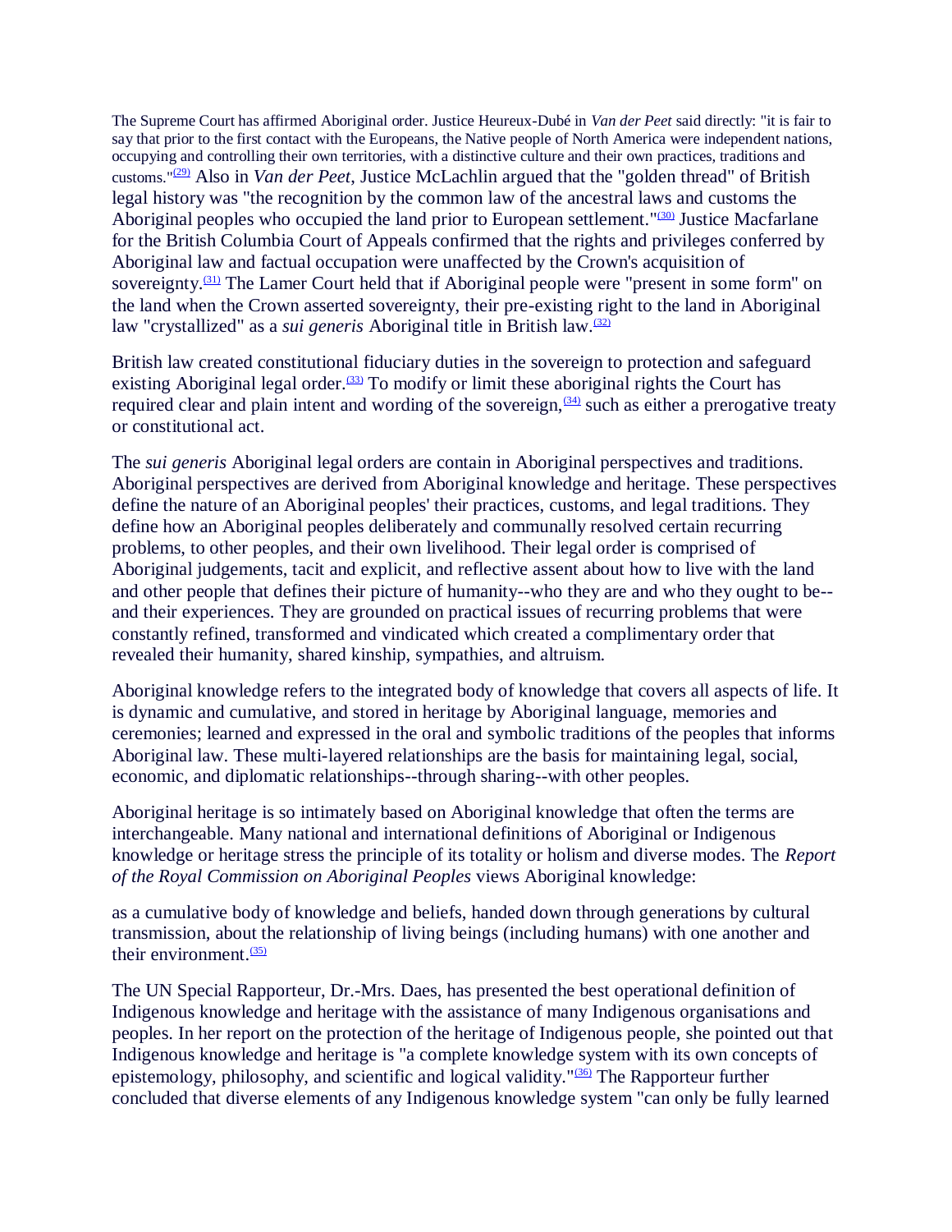The Supreme Court has affirmed Aboriginal order. Justice Heureux-Dubé in *Van der Peet* said directly: "it is fair to say that prior to the first contact with the Europeans, the Native people of North America were independent nations, occupying and controlling their own territories, with a distinctive culture and their own practices, traditions and customs."[(29)] Also in *Van der Peet*, Justice McLachlin argued that the "golden thread" of British legal history was "the recognition by the common law of the ancestral laws and customs the Aboriginal peoples who occupied the land prior to European settlement."[(30)] Justice Macfarlane for the British Columbia Court of Appeals confirmed that the rights and privileges conferred by Aboriginal law and factual occupation were unaffected by the Crown's acquisition of sovereignty.[(31)] The Lamer Court held that if Aboriginal people were "present in some form" on the land when the Crown asserted sovereignty, their pre-existing right to the land in Aboriginal law "crystallized" as a *sui generis* Aboriginal title in British law.[(32)]

British law created constitutional fiduciary duties in the sovereign to protection and safeguard existing Aboriginal legal order.[(33)] To modify or limit these aboriginal rights the Court has required clear and plain intent and wording of the sovereign,[(34)] such as either a prerogative treaty or constitutional act.

The *sui generis* Aboriginal legal orders are contain in Aboriginal perspectives and traditions. Aboriginal perspectives are derived from Aboriginal knowledge and heritage. These perspectives define the nature of an Aboriginal peoples' their practices, customs, and legal traditions. They define how an Aboriginal peoples deliberately and communally resolved certain recurring problems, to other peoples, and their own livelihood. Their legal order is comprised of Aboriginal judgements, tacit and explicit, and reflective assent about how to live with the land and other people that defines their picture of humanity--who they are and who they ought to be--and their experiences. They are grounded on practical issues of recurring problems that were constantly refined, transformed and vindicated which created a complimentary order that revealed their humanity, shared kinship, sympathies, and altruism.

Aboriginal knowledge refers to the integrated body of knowledge that covers all aspects of life. It is dynamic and cumulative, and stored in heritage by Aboriginal language, memories and ceremonies; learned and expressed in the oral and symbolic traditions of the peoples that informs Aboriginal law. These multi-layered relationships are the basis for maintaining legal, social, economic, and diplomatic relationships--through sharing--with other peoples.

Aboriginal heritage is so intimately based on Aboriginal knowledge that often the terms are interchangeable. Many national and international definitions of Aboriginal or Indigenous knowledge or heritage stress the principle of its totality or holism and diverse modes. The *Report of the Royal Commission on Aboriginal Peoples* views Aboriginal knowledge:

as a cumulative body of knowledge and beliefs, handed down through generations by cultural transmission, about the relationship of living beings (including humans) with one another and their environment.[(35)]

The UN Special Rapporteur, Dr.-Mrs. Daes, has presented the best operational definition of Indigenous knowledge and heritage with the assistance of many Indigenous organisations and peoples. In her report on the protection of the heritage of Indigenous people, she pointed out that Indigenous knowledge and heritage is "a complete knowledge system with its own concepts of epistemology, philosophy, and scientific and logical validity."[(36)] The Rapporteur further concluded that diverse elements of any Indigenous knowledge system "can only be fully learned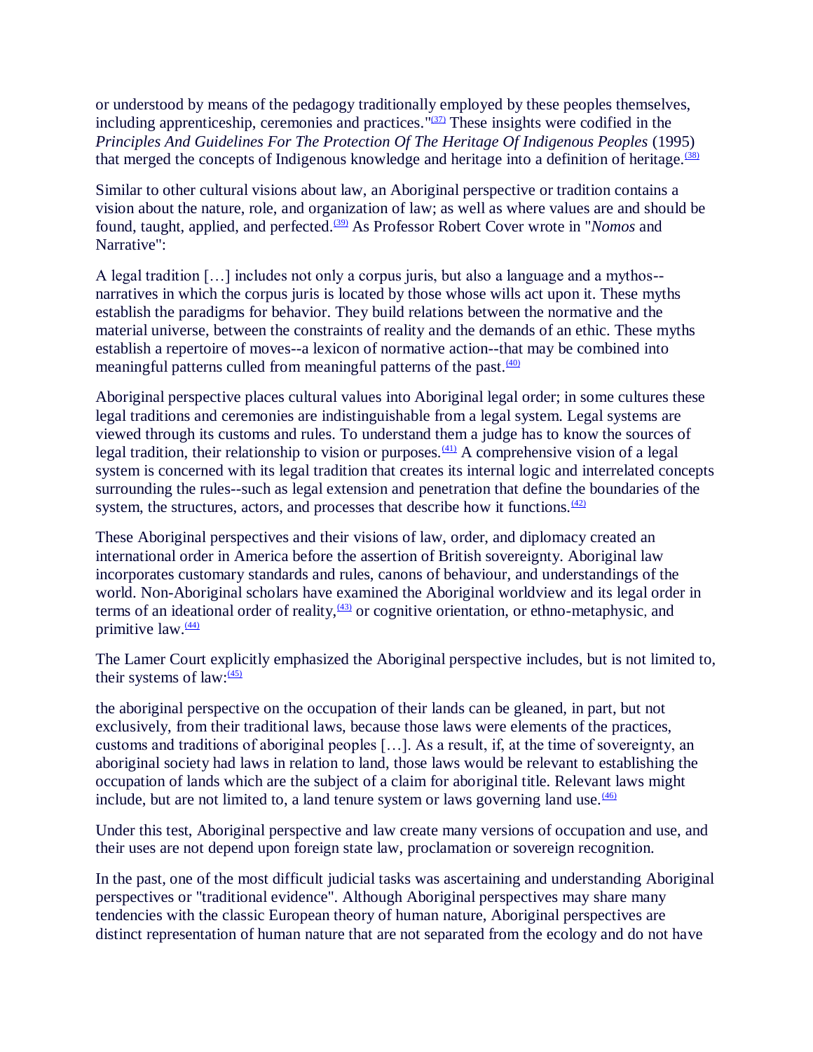or understood by means of the pedagogy traditionally employed by these peoples themselves, including apprenticeship, ceremonies and practices."[37] These insights were codified in the *Principles And Guidelines For The Protection Of The Heritage Of Indigenous Peoples* (1995) that merged the concepts of Indigenous knowledge and heritage into a definition of heritage.[38]

Similar to other cultural visions about law, an Aboriginal perspective or tradition contains a vision about the nature, role, and organization of law; as well as where values are and should be found, taught, applied, and perfected.[39] As Professor Robert Cover wrote in "*Nomos* and Narrative":

A legal tradition […] includes not only a corpus juris, but also a language and a mythos--narratives in which the corpus juris is located by those whose wills act upon it. These myths establish the paradigms for behavior. They build relations between the normative and the material universe, between the constraints of reality and the demands of an ethic. These myths establish a repertoire of moves--a lexicon of normative action--that may be combined into meaningful patterns culled from meaningful patterns of the past.[40]

Aboriginal perspective places cultural values into Aboriginal legal order; in some cultures these legal traditions and ceremonies are indistinguishable from a legal system. Legal systems are viewed through its customs and rules. To understand them a judge has to know the sources of legal tradition, their relationship to vision or purposes.[41] A comprehensive vision of a legal system is concerned with its legal tradition that creates its internal logic and interrelated concepts surrounding the rules--such as legal extension and penetration that define the boundaries of the system, the structures, actors, and processes that describe how it functions.[42]

These Aboriginal perspectives and their visions of law, order, and diplomacy created an international order in America before the assertion of British sovereignty. Aboriginal law incorporates customary standards and rules, canons of behaviour, and understandings of the world. Non-Aboriginal scholars have examined the Aboriginal worldview and its legal order in terms of an ideational order of reality,[43] or cognitive orientation, or ethno-metaphysic, and primitive law.[44]

The Lamer Court explicitly emphasized the Aboriginal perspective includes, but is not limited to, their systems of law:[45]

the aboriginal perspective on the occupation of their lands can be gleaned, in part, but not exclusively, from their traditional laws, because those laws were elements of the practices, customs and traditions of aboriginal peoples […]. As a result, if, at the time of sovereignty, an aboriginal society had laws in relation to land, those laws would be relevant to establishing the occupation of lands which are the subject of a claim for aboriginal title. Relevant laws might include, but are not limited to, a land tenure system or laws governing land use.[46]

Under this test, Aboriginal perspective and law create many versions of occupation and use, and their uses are not depend upon foreign state law, proclamation or sovereign recognition.

In the past, one of the most difficult judicial tasks was ascertaining and understanding Aboriginal perspectives or "traditional evidence". Although Aboriginal perspectives may share many tendencies with the classic European theory of human nature, Aboriginal perspectives are distinct representation of human nature that are not separated from the ecology and do not have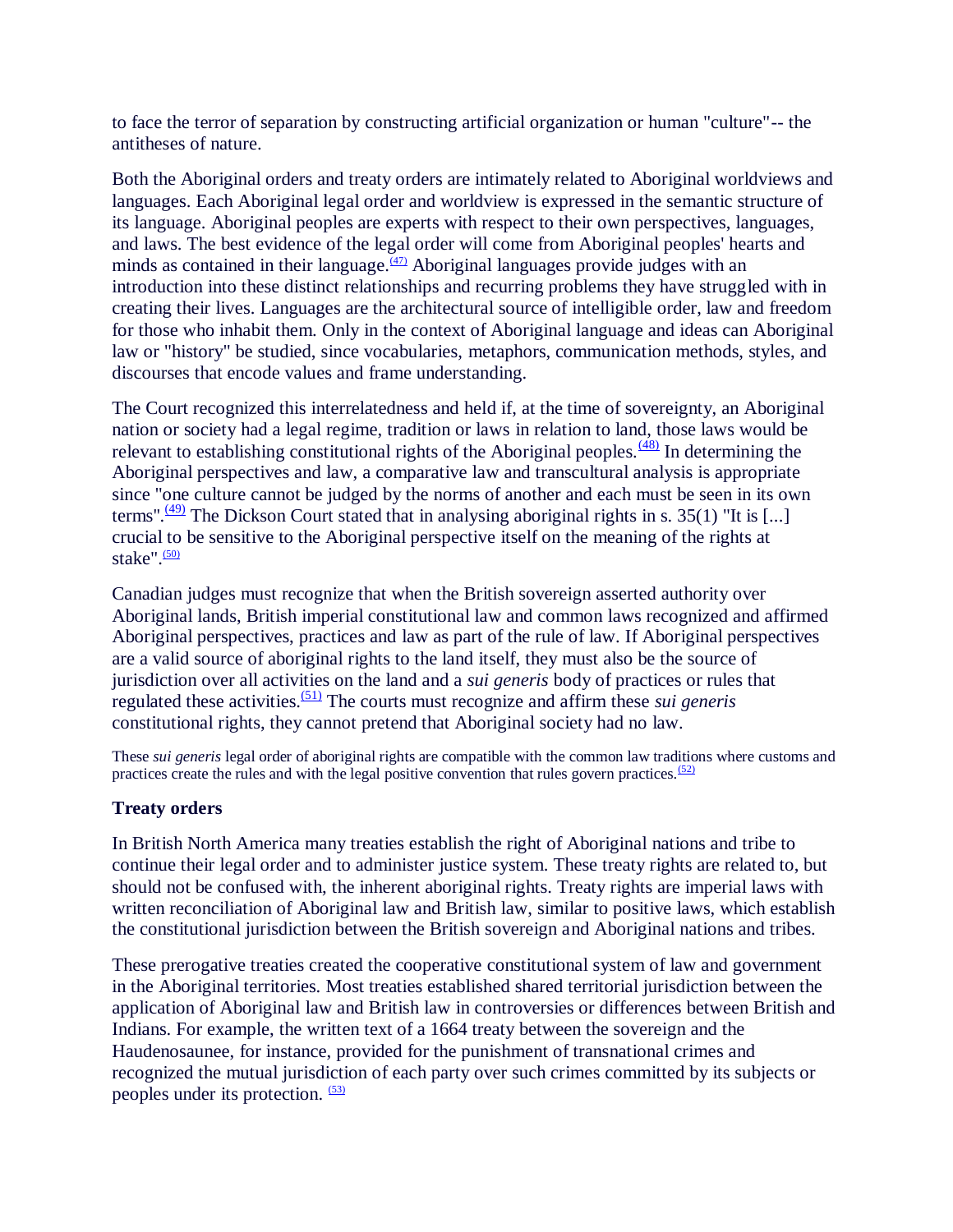to face the terror of separation by constructing artificial organization or human "culture"-- the antitheses of nature.

Both the Aboriginal orders and treaty orders are intimately related to Aboriginal worldviews and languages. Each Aboriginal legal order and worldview is expressed in the semantic structure of its language. Aboriginal peoples are experts with respect to their own perspectives, languages, and laws. The best evidence of the legal order will come from Aboriginal peoples' hearts and minds as contained in their language.[(47)] Aboriginal languages provide judges with an introduction into these distinct relationships and recurring problems they have struggled with in creating their lives. Languages are the architectural source of intelligible order, law and freedom for those who inhabit them. Only in the context of Aboriginal language and ideas can Aboriginal law or "history" be studied, since vocabularies, metaphors, communication methods, styles, and discourses that encode values and frame understanding.

The Court recognized this interrelatedness and held if, at the time of sovereignty, an Aboriginal nation or society had a legal regime, tradition or laws in relation to land, those laws would be relevant to establishing constitutional rights of the Aboriginal peoples.[(48)] In determining the Aboriginal perspectives and law, a comparative law and transcultural analysis is appropriate since "one culture cannot be judged by the norms of another and each must be seen in its own terms".[(49)] The Dickson Court stated that in analysing aboriginal rights in s. 35(1) "It is [...] crucial to be sensitive to the Aboriginal perspective itself on the meaning of the rights at stake".[(50)]

Canadian judges must recognize that when the British sovereign asserted authority over Aboriginal lands, British imperial constitutional law and common laws recognized and affirmed Aboriginal perspectives, practices and law as part of the rule of law. If Aboriginal perspectives are a valid source of aboriginal rights to the land itself, they must also be the source of jurisdiction over all activities on the land and a *sui generis* body of practices or rules that regulated these activities.[(51)] The courts must recognize and affirm these *sui generis* constitutional rights, they cannot pretend that Aboriginal society had no law.

These *sui generis* legal order of aboriginal rights are compatible with the common law traditions where customs and practices create the rules and with the legal positive convention that rules govern practices.[(52)]

### Treaty orders

In British North America many treaties establish the right of Aboriginal nations and tribe to continue their legal order and to administer justice system. These treaty rights are related to, but should not be confused with, the inherent aboriginal rights. Treaty rights are imperial laws with written reconciliation of Aboriginal law and British law, similar to positive laws, which establish the constitutional jurisdiction between the British sovereign and Aboriginal nations and tribes.

These prerogative treaties created the cooperative constitutional system of law and government in the Aboriginal territories. Most treaties established shared territorial jurisdiction between the application of Aboriginal law and British law in controversies or differences between British and Indians. For example, the written text of a 1664 treaty between the sovereign and the Haudenosaunee, for instance, provided for the punishment of transnational crimes and recognized the mutual jurisdiction of each party over such crimes committed by its subjects or peoples under its protection. [(53)]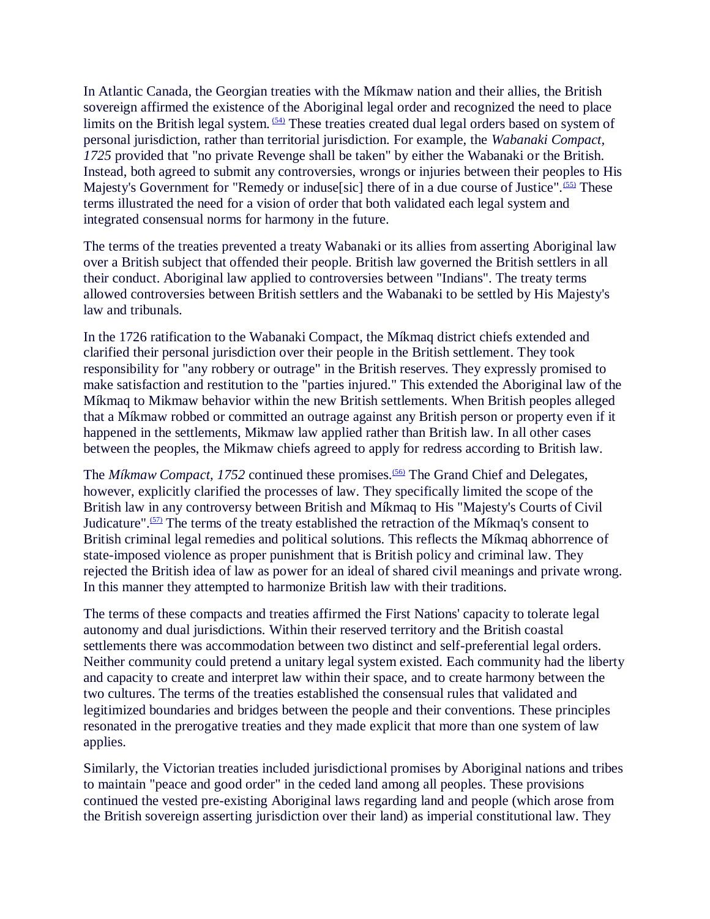In Atlantic Canada, the Georgian treaties with the Míkmaw nation and their allies, the British sovereign affirmed the existence of the Aboriginal legal order and recognized the need to place limits on the British legal system. [54] These treaties created dual legal orders based on system of personal jurisdiction, rather than territorial jurisdiction. For example, the *Wabanaki Compact, 1725* provided that "no private Revenge shall be taken" by either the Wabanaki or the British. Instead, both agreed to submit any controversies, wrongs or injuries between their peoples to His Majesty's Government for "Remedy or induse[sic] there of in a due course of Justice".[55] These terms illustrated the need for a vision of order that both validated each legal system and integrated consensual norms for harmony in the future.

The terms of the treaties prevented a treaty Wabanaki or its allies from asserting Aboriginal law over a British subject that offended their people. British law governed the British settlers in all their conduct. Aboriginal law applied to controversies between "Indians". The treaty terms allowed controversies between British settlers and the Wabanaki to be settled by His Majesty's law and tribunals.

In the 1726 ratification to the Wabanaki Compact, the Míkmaq district chiefs extended and clarified their personal jurisdiction over their people in the British settlement. They took responsibility for "any robbery or outrage" in the British reserves. They expressly promised to make satisfaction and restitution to the "parties injured." This extended the Aboriginal law of the Míkmaq to Mikmaw behavior within the new British settlements. When British peoples alleged that a Míkmaw robbed or committed an outrage against any British person or property even if it happened in the settlements, Mikmaw law applied rather than British law. In all other cases between the peoples, the Mikmaw chiefs agreed to apply for redress according to British law.

The *Míkmaw Compact, 1752* continued these promises.[56] The Grand Chief and Delegates, however, explicitly clarified the processes of law. They specifically limited the scope of the British law in any controversy between British and Míkmaq to His "Majesty's Courts of Civil Judicature".[57] The terms of the treaty established the retraction of the Míkmaq's consent to British criminal legal remedies and political solutions. This reflects the Míkmaq abhorrence of state-imposed violence as proper punishment that is British policy and criminal law. They rejected the British idea of law as power for an ideal of shared civil meanings and private wrong. In this manner they attempted to harmonize British law with their traditions.

The terms of these compacts and treaties affirmed the First Nations' capacity to tolerate legal autonomy and dual jurisdictions. Within their reserved territory and the British coastal settlements there was accommodation between two distinct and self-preferential legal orders. Neither community could pretend a unitary legal system existed. Each community had the liberty and capacity to create and interpret law within their space, and to create harmony between the two cultures. The terms of the treaties established the consensual rules that validated and legitimized boundaries and bridges between the people and their conventions. These principles resonated in the prerogative treaties and they made explicit that more than one system of law applies.

Similarly, the Victorian treaties included jurisdictional promises by Aboriginal nations and tribes to maintain "peace and good order" in the ceded land among all peoples. These provisions continued the vested pre-existing Aboriginal laws regarding land and people (which arose from the British sovereign asserting jurisdiction over their land) as imperial constitutional law. They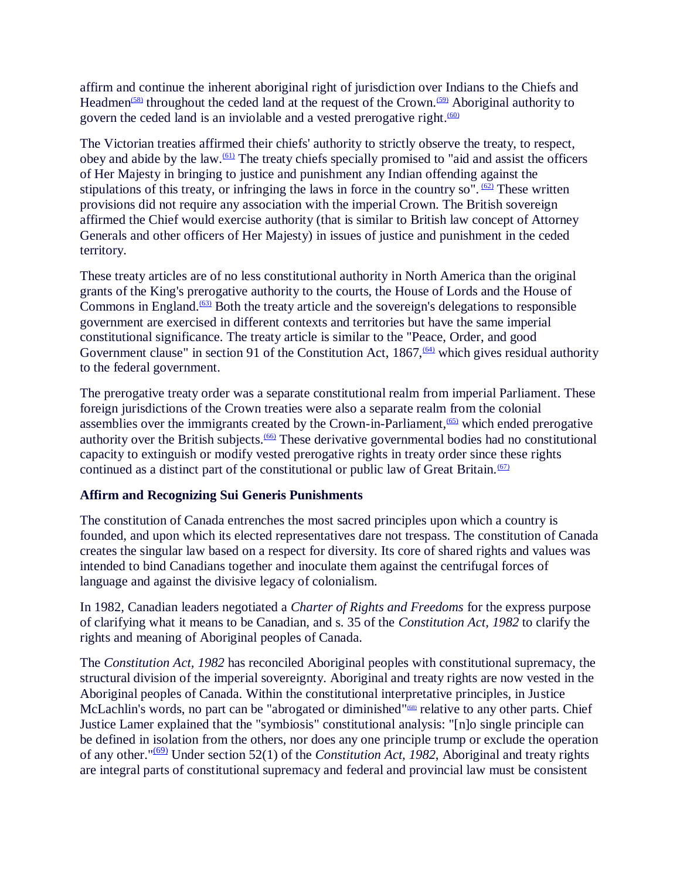affirm and continue the inherent aboriginal right of jurisdiction over Indians to the Chiefs and Headmen[58] throughout the ceded land at the request of the Crown.[59] Aboriginal authority to govern the ceded land is an inviolable and a vested prerogative right.[60]

The Victorian treaties affirmed their chiefs' authority to strictly observe the treaty, to respect, obey and abide by the law.[61] The treaty chiefs specially promised to "aid and assist the officers of Her Majesty in bringing to justice and punishment any Indian offending against the stipulations of this treaty, or infringing the laws in force in the country so". [62] These written provisions did not require any association with the imperial Crown. The British sovereign affirmed the Chief would exercise authority (that is similar to British law concept of Attorney Generals and other officers of Her Majesty) in issues of justice and punishment in the ceded territory.

These treaty articles are of no less constitutional authority in North America than the original grants of the King's prerogative authority to the courts, the House of Lords and the House of Commons in England.[63] Both the treaty article and the sovereign's delegations to responsible government are exercised in different contexts and territories but have the same imperial constitutional significance. The treaty article is similar to the "Peace, Order, and good Government clause" in section 91 of the Constitution Act, 1867,[64] which gives residual authority to the federal government.

The prerogative treaty order was a separate constitutional realm from imperial Parliament. These foreign jurisdictions of the Crown treaties were also a separate realm from the colonial assemblies over the immigrants created by the Crown-in-Parliament,[65] which ended prerogative authority over the British subjects.[66] These derivative governmental bodies had no constitutional capacity to extinguish or modify vested prerogative rights in treaty order since these rights continued as a distinct part of the constitutional or public law of Great Britain.[67]

### Affirm and Recognizing Sui Generis Punishments

The constitution of Canada entrenches the most sacred principles upon which a country is founded, and upon which its elected representatives dare not trespass. The constitution of Canada creates the singular law based on a respect for diversity. Its core of shared rights and values was intended to bind Canadians together and inoculate them against the centrifugal forces of language and against the divisive legacy of colonialism.

In 1982, Canadian leaders negotiated a *Charter of Rights and Freedoms* for the express purpose of clarifying what it means to be Canadian, and s. 35 of the *Constitution Act, 1982* to clarify the rights and meaning of Aboriginal peoples of Canada.

The *Constitution Act, 1982* has reconciled Aboriginal peoples with constitutional supremacy, the structural division of the imperial sovereignty. Aboriginal and treaty rights are now vested in the Aboriginal peoples of Canada. Within the constitutional interpretative principles, in Justice McLachlin's words, no part can be "abrogated or diminished"[68] relative to any other parts. Chief Justice Lamer explained that the "symbiosis" constitutional analysis: "[n]o single principle can be defined in isolation from the others, nor does any one principle trump or exclude the operation of any other."[69] Under section 52(1) of the *Constitution Act, 1982*, Aboriginal and treaty rights are integral parts of constitutional supremacy and federal and provincial law must be consistent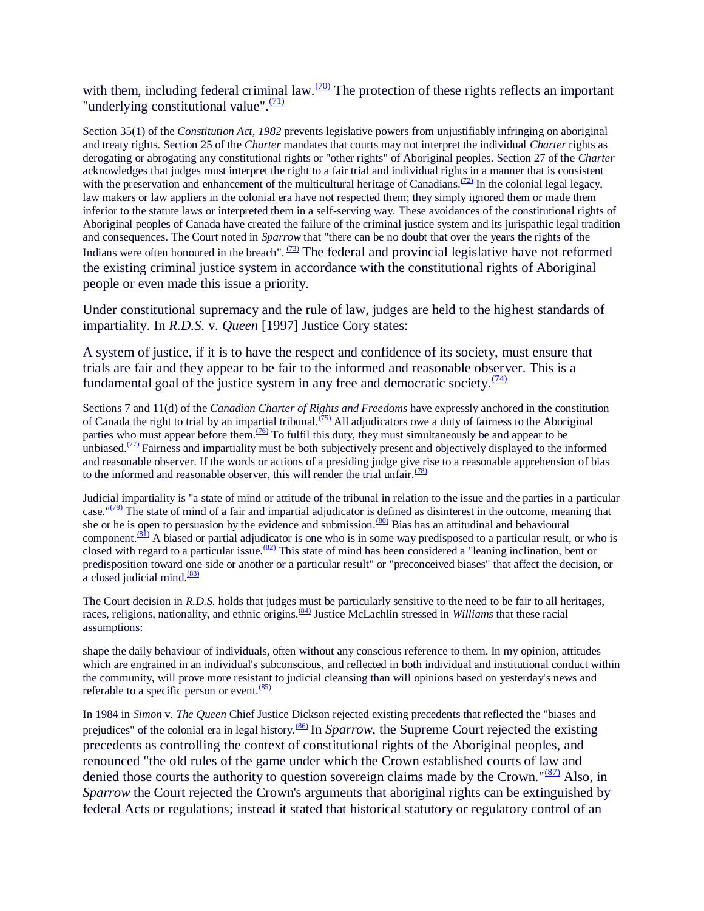with them, including federal criminal law.[(70)] The protection of these rights reflects an important "underlying constitutional value".[(71)]

Section 35(1) of the *Constitution Act, 1982* prevents legislative powers from unjustifiably infringing on aboriginal and treaty rights. Section 25 of the *Charter* mandates that courts may not interpret the individual *Charter* rights as derogating or abrogating any constitutional rights or "other rights" of Aboriginal peoples. Section 27 of the *Charter* acknowledges that judges must interpret the right to a fair trial and individual rights in a manner that is consistent with the preservation and enhancement of the multicultural heritage of Canadians.[(72)] In the colonial legal legacy, law makers or law appliers in the colonial era have not respected them; they simply ignored them or made them inferior to the statute laws or interpreted them in a self-serving way. These avoidances of the constitutional rights of Aboriginal peoples of Canada have created the failure of the criminal justice system and its jurispathic legal tradition and consequences. The Court noted in *Sparrow* that "there can be no doubt that over the years the rights of the Indians were often honoured in the breach". [(73)] The federal and provincial legislative have not reformed the existing criminal justice system in accordance with the constitutional rights of Aboriginal people or even made this issue a priority.

Under constitutional supremacy and the rule of law, judges are held to the highest standards of impartiality. In *R.D.S.* v. *Queen* [1997] Justice Cory states:

A system of justice, if it is to have the respect and confidence of its society, must ensure that trials are fair and they appear to be fair to the informed and reasonable observer. This is a fundamental goal of the justice system in any free and democratic society.[(74)]

Sections 7 and 11(d) of the *Canadian Charter of Rights and Freedoms* have expressly anchored in the constitution of Canada the right to trial by an impartial tribunal.[(75)] All adjudicators owe a duty of fairness to the Aboriginal parties who must appear before them.[(76)] To fulfil this duty, they must simultaneously be and appear to be unbiased.[(77)] Fairness and impartiality must be both subjectively present and objectively displayed to the informed and reasonable observer. If the words or actions of a presiding judge give rise to a reasonable apprehension of bias to the informed and reasonable observer, this will render the trial unfair.[(78)]

Judicial impartiality is "a state of mind or attitude of the tribunal in relation to the issue and the parties in a particular case."[(79)] The state of mind of a fair and impartial adjudicator is defined as disinterest in the outcome, meaning that she or he is open to persuasion by the evidence and submission.[(80)] Bias has an attitudinal and behavioural component.[(81)] A biased or partial adjudicator is one who is in some way predisposed to a particular result, or who is closed with regard to a particular issue.[(82)] This state of mind has been considered a "leaning inclination, bent or predisposition toward one side or another or a particular result" or "preconceived biases" that affect the decision, or a closed judicial mind.[(83)]

The Court decision in *R.D.S.* holds that judges must be particularly sensitive to the need to be fair to all heritages, races, religions, nationality, and ethnic origins.[(84)] Justice McLachlin stressed in *Williams* that these racial assumptions:

shape the daily behaviour of individuals, often without any conscious reference to them. In my opinion, attitudes which are engrained in an individual's subconscious, and reflected in both individual and institutional conduct within the community, will prove more resistant to judicial cleansing than will opinions based on yesterday's news and referable to a specific person or event.[(85)]

In 1984 in *Simon* v. *The Queen* Chief Justice Dickson rejected existing precedents that reflected the "biases and prejudices" of the colonial era in legal history.[(86)] In *Sparrow*, the Supreme Court rejected the existing precedents as controlling the context of constitutional rights of the Aboriginal peoples, and renounced "the old rules of the game under which the Crown established courts of law and denied those courts the authority to question sovereign claims made by the Crown."[(87)] Also, in *Sparrow* the Court rejected the Crown's arguments that aboriginal rights can be extinguished by federal Acts or regulations; instead it stated that historical statutory or regulatory control of an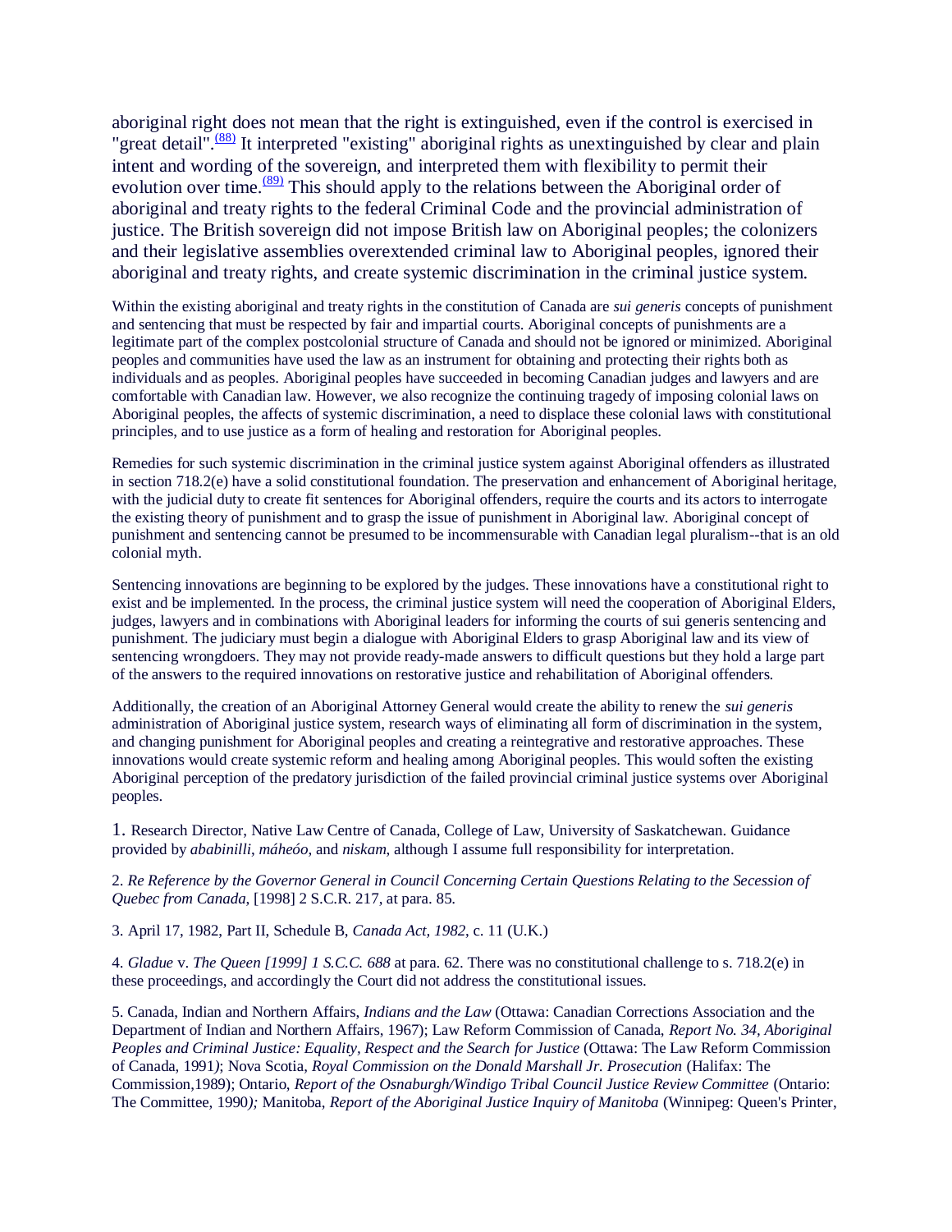aboriginal right does not mean that the right is extinguished, even if the control is exercised in "great detail".[(88)] It interpreted "existing" aboriginal rights as unextinguished by clear and plain intent and wording of the sovereign, and interpreted them with flexibility to permit their evolution over time.[(89)] This should apply to the relations between the Aboriginal order of aboriginal and treaty rights to the federal Criminal Code and the provincial administration of justice. The British sovereign did not impose British law on Aboriginal peoples; the colonizers and their legislative assemblies overextended criminal law to Aboriginal peoples, ignored their aboriginal and treaty rights, and create systemic discrimination in the criminal justice system.

Within the existing aboriginal and treaty rights in the constitution of Canada are *sui generis* concepts of punishment and sentencing that must be respected by fair and impartial courts. Aboriginal concepts of punishments are a legitimate part of the complex postcolonial structure of Canada and should not be ignored or minimized. Aboriginal peoples and communities have used the law as an instrument for obtaining and protecting their rights both as individuals and as peoples. Aboriginal peoples have succeeded in becoming Canadian judges and lawyers and are comfortable with Canadian law. However, we also recognize the continuing tragedy of imposing colonial laws on Aboriginal peoples, the affects of systemic discrimination, a need to displace these colonial laws with constitutional principles, and to use justice as a form of healing and restoration for Aboriginal peoples.

Remedies for such systemic discrimination in the criminal justice system against Aboriginal offenders as illustrated in section 718.2(e) have a solid constitutional foundation. The preservation and enhancement of Aboriginal heritage, with the judicial duty to create fit sentences for Aboriginal offenders, require the courts and its actors to interrogate the existing theory of punishment and to grasp the issue of punishment in Aboriginal law. Aboriginal concept of punishment and sentencing cannot be presumed to be incommensurable with Canadian legal pluralism--that is an old colonial myth.

Sentencing innovations are beginning to be explored by the judges. These innovations have a constitutional right to exist and be implemented. In the process, the criminal justice system will need the cooperation of Aboriginal Elders, judges, lawyers and in combinations with Aboriginal leaders for informing the courts of sui generis sentencing and punishment. The judiciary must begin a dialogue with Aboriginal Elders to grasp Aboriginal law and its view of sentencing wrongdoers. They may not provide ready-made answers to difficult questions but they hold a large part of the answers to the required innovations on restorative justice and rehabilitation of Aboriginal offenders.

Additionally, the creation of an Aboriginal Attorney General would create the ability to renew the *sui generis* administration of Aboriginal justice system, research ways of eliminating all form of discrimination in the system, and changing punishment for Aboriginal peoples and creating a reintegrative and restorative approaches. These innovations would create systemic reform and healing among Aboriginal peoples. This would soften the existing Aboriginal perception of the predatory jurisdiction of the failed provincial criminal justice systems over Aboriginal peoples.

1. Research Director, Native Law Centre of Canada, College of Law, University of Saskatchewan. Guidance provided by *ababinilli*, *máheóo*, and *niskam*, although I assume full responsibility for interpretation.

2. *Re Reference by the Governor General in Council Concerning Certain Questions Relating to the Secession of Quebec from Canada*, [1998] 2 S.C.R. 217, at para. 85.

3. April 17, 1982, Part II, Schedule B, *Canada Act, 1982*, c. 11 (U.K.)

4. *Gladue* v. *The Queen [1999] 1 S.C.C. 688* at para. 62. There was no constitutional challenge to s. 718.2(e) in these proceedings, and accordingly the Court did not address the constitutional issues.

5. Canada, Indian and Northern Affairs, *Indians and the Law* (Ottawa: Canadian Corrections Association and the Department of Indian and Northern Affairs, 1967); Law Reform Commission of Canada, *Report No. 34, Aboriginal Peoples and Criminal Justice: Equality, Respect and the Search for Justice* (Ottawa: The Law Reform Commission of Canada, 1991); Nova Scotia, *Royal Commission on the Donald Marshall Jr. Prosecution* (Halifax: The Commission,1989); Ontario, *Report of the Osnaburgh/Windigo Tribal Council Justice Review Committee* (Ontario: The Committee, 1990); Manitoba, *Report of the Aboriginal Justice Inquiry of Manitoba* (Winnipeg: Queen's Printer,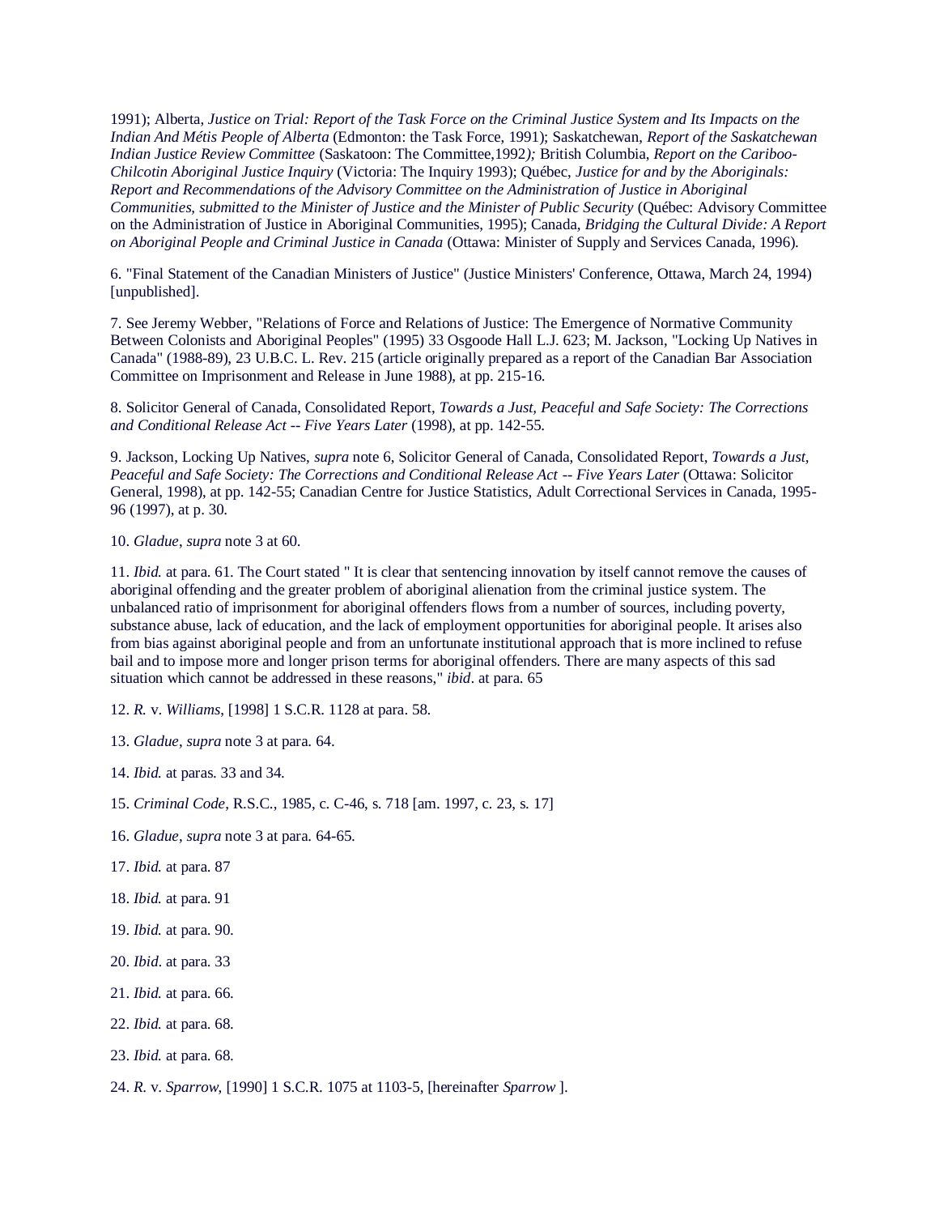1991); Alberta, *Justice on Trial: Report of the Task Force on the Criminal Justice System and Its Impacts on the Indian And Métis People of Alberta* (Edmonton: the Task Force, 1991); Saskatchewan, *Report of the Saskatchewan Indian Justice Review Committee* (Saskatoon: The Committee,1992*);* British Columbia, *Report on the Cariboo-Chilcotin Aboriginal Justice Inquiry* (Victoria: The Inquiry 1993); Québec, *Justice for and by the Aboriginals: Report and Recommendations of the Advisory Committee on the Administration of Justice in Aboriginal Communities, submitted to the Minister of Justice and the Minister of Public Security* (Québec: Advisory Committee on the Administration of Justice in Aboriginal Communities, 1995); Canada, *Bridging the Cultural Divide: A Report on Aboriginal People and Criminal Justice in Canada* (Ottawa: Minister of Supply and Services Canada, 1996).

6. "Final Statement of the Canadian Ministers of Justice" (Justice Ministers' Conference, Ottawa, March 24, 1994) [unpublished].

7. See Jeremy Webber, "Relations of Force and Relations of Justice: The Emergence of Normative Community Between Colonists and Aboriginal Peoples" (1995) 33 Osgoode Hall L.J. 623; M. Jackson, "Locking Up Natives in Canada" (1988-89), 23 U.B.C. L. Rev. 215 (article originally prepared as a report of the Canadian Bar Association Committee on Imprisonment and Release in June 1988), at pp. 215-16.

8. Solicitor General of Canada, Consolidated Report, *Towards a Just, Peaceful and Safe Society: The Corrections and Conditional Release Act -- Five Years Later* (1998), at pp. 142-55.

9. Jackson, Locking Up Natives, *supra* note 6, Solicitor General of Canada, Consolidated Report, *Towards a Just, Peaceful and Safe Society: The Corrections and Conditional Release Act -- Five Years Later* (Ottawa: Solicitor General, 1998), at pp. 142-55; Canadian Centre for Justice Statistics, Adult Correctional Services in Canada, 1995-96 (1997), at p. 30.

10. *Gladue*, *supra* note 3 at 60.

11. *Ibid.* at para. 61. The Court stated " It is clear that sentencing innovation by itself cannot remove the causes of aboriginal offending and the greater problem of aboriginal alienation from the criminal justice system. The unbalanced ratio of imprisonment for aboriginal offenders flows from a number of sources, including poverty, substance abuse, lack of education, and the lack of employment opportunities for aboriginal people. It arises also from bias against aboriginal people and from an unfortunate institutional approach that is more inclined to refuse bail and to impose more and longer prison terms for aboriginal offenders. There are many aspects of this sad situation which cannot be addressed in these reasons," *ibid*. at para. 65

12. *R.* v. *Williams*, [1998] 1 S.C.R. 1128 at para. 58.

13. *Gladue*, *supra* note 3 at para. 64.

14. *Ibid.* at paras. 33 and 34.

15. *Criminal Code*, R.S.C., 1985, c. C-46, s. 718 [am. 1997, c. 23, s. 17]

16. *Gladue*, *supra* note 3 at para. 64-65.

17. *Ibid.* at para. 87

18. *Ibid.* at para. 91

19. *Ibid.* at para. 90.

20. *Ibid*. at para. 33

21. *Ibid.* at para. 66.

22. *Ibid.* at para. 68.

23. *Ibid.* at para. 68.

24. *R.* v. *Sparrow*, [1990] 1 S.C.R. 1075 at 1103-5, [hereinafter *Sparrow* ].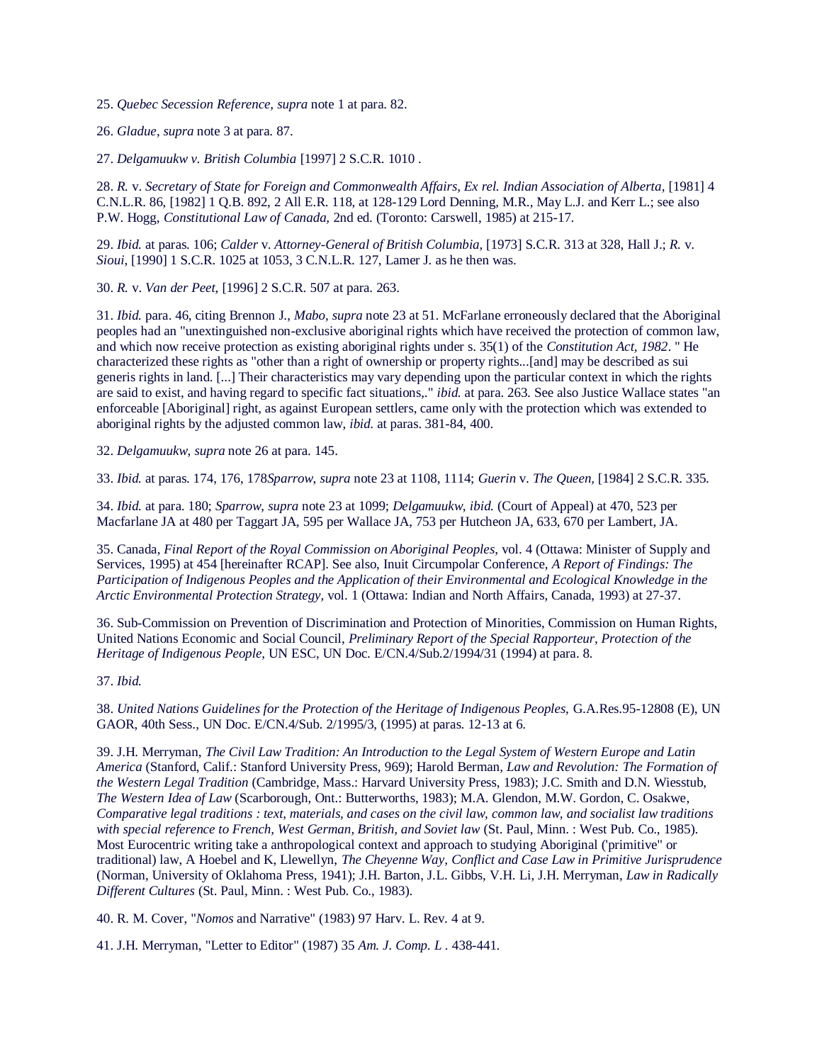25. *Quebec Secession Reference, supra* note 1 at para. 82.

26. *Gladue*, *supra* note 3 at para. 87.

27. *Delgamuukw v. British Columbia* [1997] 2 S.C.R. 1010 .

28. *R.* v. *Secretary of State for Foreign and Commonwealth Affairs, Ex rel. Indian Association of Alberta*, [1981] 4 C.N.L.R. 86, [1982] 1 Q.B. 892, 2 All E.R. 118, at 128-129 Lord Denning, M.R., May L.J. and Kerr L.; see also P.W. Hogg, *Constitutional Law of Canada,* 2nd ed. (Toronto: Carswell, 1985) at 215-17.

29. *Ibid.* at paras. 106; *Calder* v. *Attorney-General of British Columbia*, [1973] S.C.R. 313 at 328, Hall J.; *R.* v. *Sioui*, [1990] 1 S.C.R. 1025 at 1053, 3 C.N.L.R. 127, Lamer J. as he then was.

30. *R.* v. *Van der Peet*, [1996] 2 S.C.R. 507 at para. 263.

31. *Ibid.* para. 46, citing Brennon J., *Mabo, supra* note 23 at 51. McFarlane erroneously declared that the Aboriginal peoples had an "unextinguished non-exclusive aboriginal rights which have received the protection of common law, and which now receive protection as existing aboriginal rights under s. 35(1) of the *Constitution Act, 1982*. " He characterized these rights as "other than a right of ownership or property rights...[and] may be described as sui generis rights in land. [...] Their characteristics may vary depending upon the particular context in which the rights are said to exist, and having regard to specific fact situations,." *ibid.* at para. 263. See also Justice Wallace states "an enforceable [Aboriginal] right, as against European settlers, came only with the protection which was extended to aboriginal rights by the adjusted common law, *ibid.* at paras. 381-84, 400.

32. *Delgamuukw, supra* note 26 at para. 145.

33. *Ibid.* at paras. 174, 176, 178*Sparrow*, *supra* note 23 at 1108, 1114; *Guerin* v. *The Queen*, [1984] 2 S.C.R. 335.

34. *Ibid.* at para. 180; *Sparrow*, *supra* note 23 at 1099; *Delgamuukw*, *ibid.* (Court of Appeal) at 470, 523 per Macfarlane JA at 480 per Taggart JA, 595 per Wallace JA, 753 per Hutcheon JA, 633, 670 per Lambert, JA.

35. Canada, *Final Report of the Royal Commission on Aboriginal Peoples,* vol. 4 (Ottawa: Minister of Supply and Services, 1995) at 454 [hereinafter RCAP]. See also, Inuit Circumpolar Conference, *A Report of Findings: The Participation of Indigenous Peoples and the Application of their Environmental and Ecological Knowledge in the Arctic Environmental Protection Strategy,* vol. 1 (Ottawa: Indian and North Affairs, Canada, 1993) at 27-37.

36. Sub-Commission on Prevention of Discrimination and Protection of Minorities, Commission on Human Rights, United Nations Economic and Social Council, *Preliminary Report of the Special Rapporteur, Protection of the Heritage of Indigenous People,* UN ESC, UN Doc. E/CN.4/Sub.2/1994/31 (1994) at para. 8.

37. *Ibid.*

38. *United Nations Guidelines for the Protection of the Heritage of Indigenous Peoples,* G.A.Res.95-12808 (E), UN GAOR, 40th Sess., UN Doc. E/CN.4/Sub. 2/1995/3, (1995) at paras. 12-13 at 6.

39. J.H. Merryman, *The Civil Law Tradition: An Introduction to the Legal System of Western Europe and Latin America* (Stanford, Calif.: Stanford University Press, 969); Harold Berman, *Law and Revolution: The Formation of the Western Legal Tradition* (Cambridge, Mass.: Harvard University Press, 1983); J.C. Smith and D.N. Wiesstub, *The Western Idea of Law* (Scarborough, Ont.: Butterworths, 1983); M.A. Glendon, M.W. Gordon, C. Osakwe, *Comparative legal traditions : text, materials, and cases on the civil law, common law, and socialist law traditions with special reference to French, West German, British, and Soviet law* (St. Paul, Minn. : West Pub. Co., 1985). Most Eurocentric writing take a anthropological context and approach to studying Aboriginal ('primitive" or traditional) law, A Hoebel and K, Llewellyn, *The Cheyenne Way, Conflict and Case Law in Primitive Jurisprudence* (Norman, University of Oklahoma Press, 1941); J.H. Barton, J.L. Gibbs, V.H. Li, J.H. Merryman, *Law in Radically Different Cultures* (St. Paul, Minn. : West Pub. Co., 1983).

40. R. M. Cover, "*Nomos* and Narrative" (1983) 97 Harv. L. Rev. 4 at 9.

41. J.H. Merryman, "Letter to Editor" (1987) 35 *Am. J. Comp. L* . 438-441.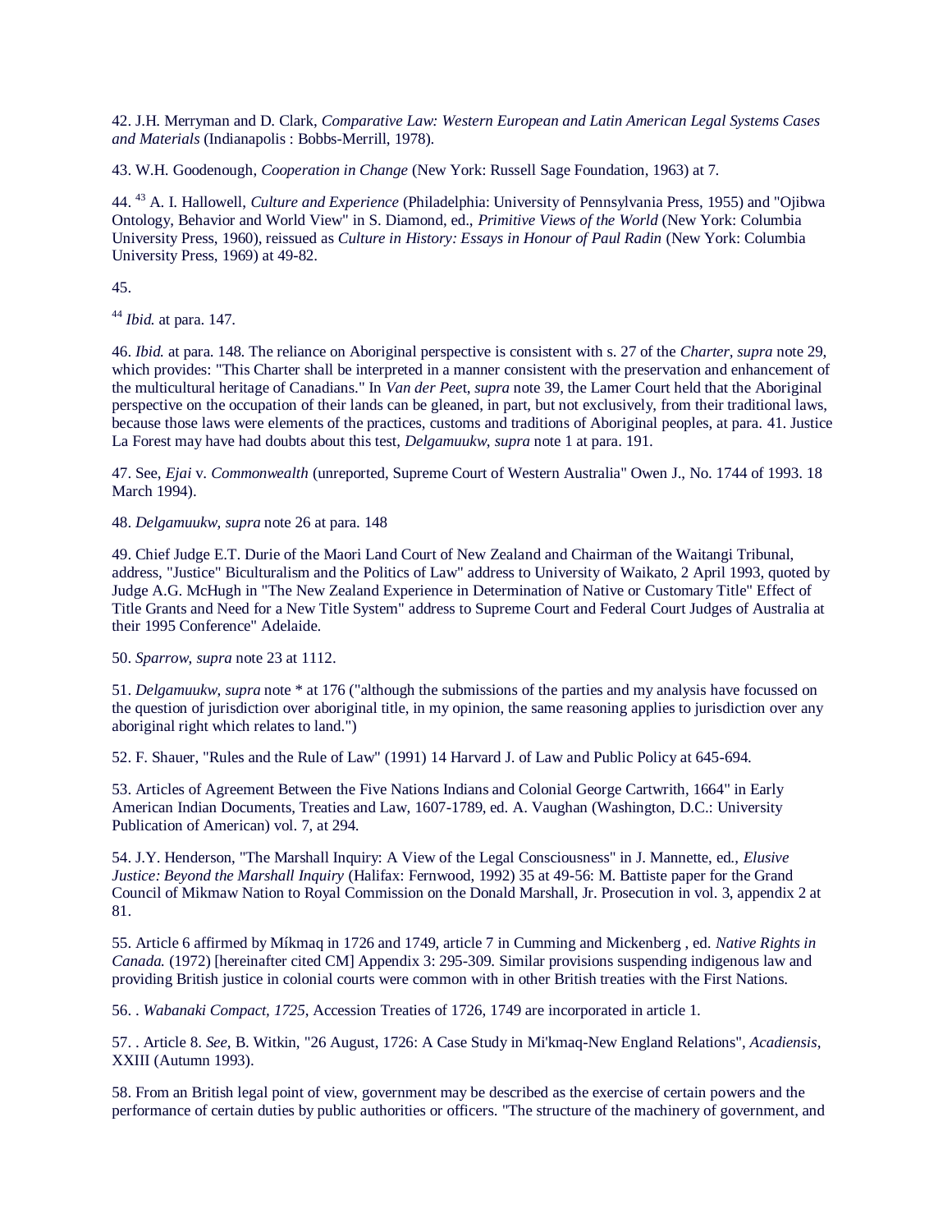42. J.H. Merryman and D. Clark, *Comparative Law: Western European and Latin American Legal Systems Cases and Materials* (Indianapolis : Bobbs-Merrill, 1978).

43. W.H. Goodenough, *Cooperation in Change* (New York: Russell Sage Foundation, 1963) at 7.

44. [43] A. I. Hallowell, *Culture and Experience* (Philadelphia: University of Pennsylvania Press, 1955) and "Ojibwa Ontology, Behavior and World View" in S. Diamond, ed., *Primitive Views of the World* (New York: Columbia University Press, 1960), reissued as *Culture in History: Essays in Honour of Paul Radin* (New York: Columbia University Press, 1969) at 49-82.

45.

[44] *Ibid.* at para. 147.

46. *Ibid.* at para. 148. The reliance on Aboriginal perspective is consistent with s. 27 of the *Charter*, *supra* note 29, which provides: "This Charter shall be interpreted in a manner consistent with the preservation and enhancement of the multicultural heritage of Canadians." In *Van der Peet*, *supra* note 39, the Lamer Court held that the Aboriginal perspective on the occupation of their lands can be gleaned, in part, but not exclusively, from their traditional laws, because those laws were elements of the practices, customs and traditions of Aboriginal peoples, at para. 41. Justice La Forest may have had doubts about this test, *Delgamuukw*, *supra* note 1 at para. 191.

47. See, *Ejai* v. *Commonwealth* (unreported, Supreme Court of Western Australia" Owen J., No. 1744 of 1993. 18 March 1994).

48. *Delgamuukw*, *supra* note 26 at para. 148

49. Chief Judge E.T. Durie of the Maori Land Court of New Zealand and Chairman of the Waitangi Tribunal, address, "Justice" Biculturalism and the Politics of Law" address to University of Waikato, 2 April 1993, quoted by Judge A.G. McHugh in "The New Zealand Experience in Determination of Native or Customary Title" Effect of Title Grants and Need for a New Title System" address to Supreme Court and Federal Court Judges of Australia at their 1995 Conference" Adelaide.

50. *Sparrow*, *supra* note 23 at 1112.

51. *Delgamuukw*, *supra* note * at 176 ("although the submissions of the parties and my analysis have focussed on the question of jurisdiction over aboriginal title, in my opinion, the same reasoning applies to jurisdiction over any aboriginal right which relates to land.")

52. F. Shauer, "Rules and the Rule of Law" (1991) 14 Harvard J. of Law and Public Policy at 645-694.

53. Articles of Agreement Between the Five Nations Indians and Colonial George Cartwrith, 1664" in Early American Indian Documents, Treaties and Law, 1607-1789, ed. A. Vaughan (Washington, D.C.: University Publication of American) vol. 7, at 294.

54. J.Y. Henderson, "The Marshall Inquiry: A View of the Legal Consciousness" in J. Mannette, ed., *Elusive Justice: Beyond the Marshall Inquiry* (Halifax: Fernwood, 1992) 35 at 49-56: M. Battiste paper for the Grand Council of Mikmaw Nation to Royal Commission on the Donald Marshall, Jr. Prosecution in vol. 3, appendix 2 at 81.

55. Article 6 affirmed by Míkmaq in 1726 and 1749, article 7 in Cumming and Mickenberg , ed. *Native Rights in Canada.* (1972) [hereinafter cited CM] Appendix 3: 295-309. Similar provisions suspending indigenous law and providing British justice in colonial courts were common with in other British treaties with the First Nations.

56. . *Wabanaki Compact, 1725*, Accession Treaties of 1726, 1749 are incorporated in article 1.

57. . Article 8. *See*, B. Witkin, "26 August, 1726: A Case Study in Mi'kmaq-New England Relations", *Acadiensis*, XXIII (Autumn 1993).

58. From an British legal point of view, government may be described as the exercise of certain powers and the performance of certain duties by public authorities or officers. "The structure of the machinery of government, and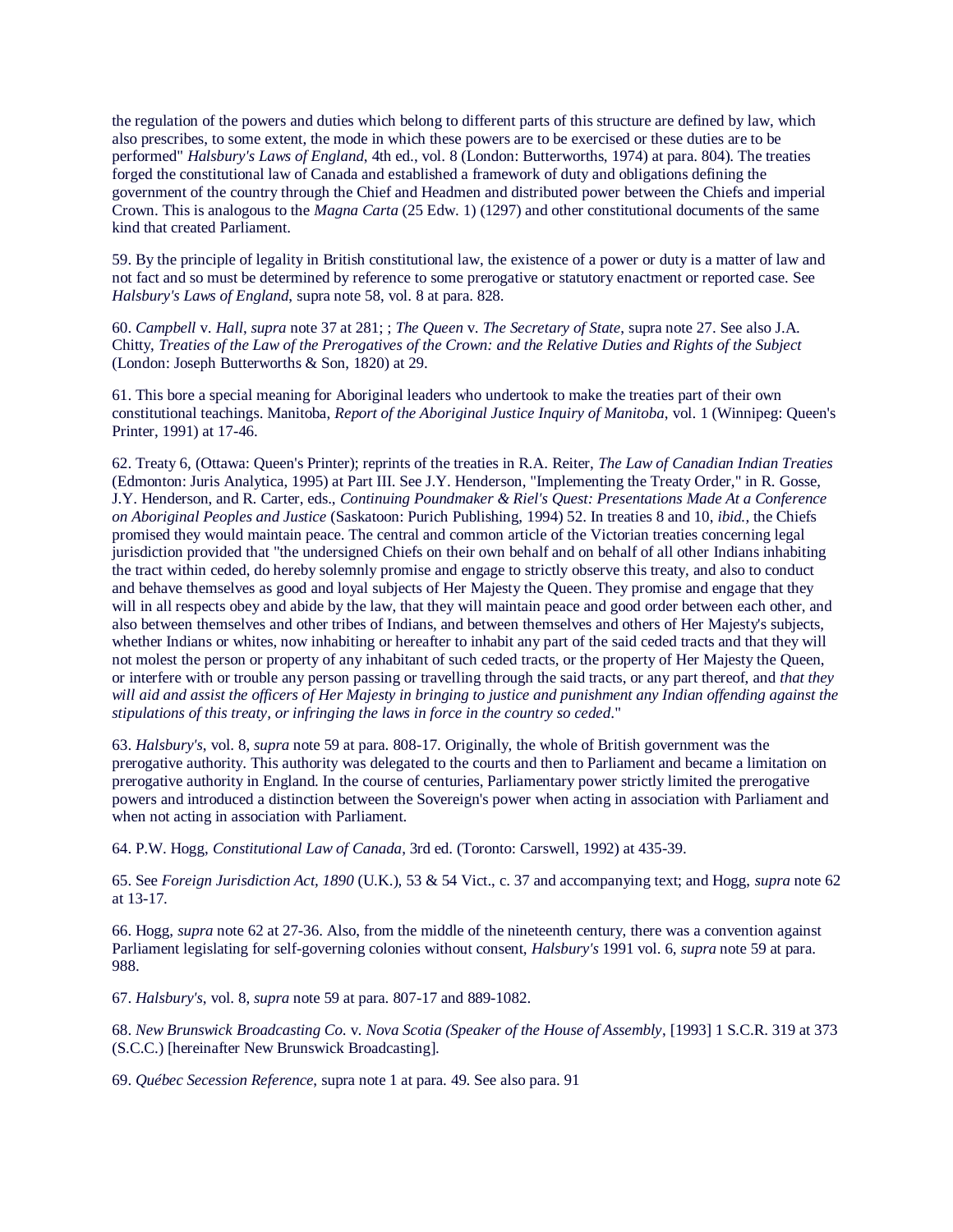the regulation of the powers and duties which belong to different parts of this structure are defined by law, which also prescribes, to some extent, the mode in which these powers are to be exercised or these duties are to be performed" *Halsbury's Laws of England*, 4th ed., vol. 8 (London: Butterworths, 1974) at para. 804). The treaties forged the constitutional law of Canada and established a framework of duty and obligations defining the government of the country through the Chief and Headmen and distributed power between the Chiefs and imperial Crown. This is analogous to the *Magna Carta* (25 Edw. 1) (1297) and other constitutional documents of the same kind that created Parliament.

59. By the principle of legality in British constitutional law, the existence of a power or duty is a matter of law and not fact and so must be determined by reference to some prerogative or statutory enactment or reported case. See *Halsbury's Laws of England*, supra note 58, vol. 8 at para. 828.

60. *Campbell* v. *Hall*, *supra* note 37 at 281; ; *The Queen* v. *The Secretary of State*, supra note 27. See also J.A. Chitty, *Treaties of the Law of the Prerogatives of the Crown: and the Relative Duties and Rights of the Subject* (London: Joseph Butterworths & Son, 1820) at 29.

61. This bore a special meaning for Aboriginal leaders who undertook to make the treaties part of their own constitutional teachings. Manitoba, *Report of the Aboriginal Justice Inquiry of Manitoba*, vol. 1 (Winnipeg: Queen's Printer, 1991) at 17-46.

62. Treaty 6, (Ottawa: Queen's Printer); reprints of the treaties in R.A. Reiter, *The Law of Canadian Indian Treaties* (Edmonton: Juris Analytica, 1995) at Part III. See J.Y. Henderson, "Implementing the Treaty Order," in R. Gosse, J.Y. Henderson, and R. Carter, eds., *Continuing Poundmaker & Riel's Quest: Presentations Made At a Conference on Aboriginal Peoples and Justice* (Saskatoon: Purich Publishing, 1994) 52. In treaties 8 and 10, *ibid.*, the Chiefs promised they would maintain peace. The central and common article of the Victorian treaties concerning legal jurisdiction provided that "the undersigned Chiefs on their own behalf and on behalf of all other Indians inhabiting the tract within ceded, do hereby solemnly promise and engage to strictly observe this treaty, and also to conduct and behave themselves as good and loyal subjects of Her Majesty the Queen. They promise and engage that they will in all respects obey and abide by the law, that they will maintain peace and good order between each other, and also between themselves and other tribes of Indians, and between themselves and others of Her Majesty's subjects, whether Indians or whites, now inhabiting or hereafter to inhabit any part of the said ceded tracts and that they will not molest the person or property of any inhabitant of such ceded tracts, or the property of Her Majesty the Queen, or interfere with or trouble any person passing or travelling through the said tracts, or any part thereof, and *that they will aid and assist the officers of Her Majesty in bringing to justice and punishment any Indian offending against the stipulations of this treaty, or infringing the laws in force in the country so ceded*."

63. *Halsbury's*, vol. 8, *supra* note 59 at para. 808-17. Originally, the whole of British government was the prerogative authority. This authority was delegated to the courts and then to Parliament and became a limitation on prerogative authority in England. In the course of centuries, Parliamentary power strictly limited the prerogative powers and introduced a distinction between the Sovereign's power when acting in association with Parliament and when not acting in association with Parliament.

64. P.W. Hogg, *Constitutional Law of Canada*, 3rd ed. (Toronto: Carswell, 1992) at 435-39.

65. See *Foreign Jurisdiction Act, 1890* (U.K.), 53 & 54 Vict., c. 37 and accompanying text; and Hogg, *supra* note 62 at 13-17.

66. Hogg, *supra* note 62 at 27-36. Also, from the middle of the nineteenth century, there was a convention against Parliament legislating for self-governing colonies without consent, *Halsbury's* 1991 vol. 6, *supra* note 59 at para. 988.

67. *Halsbury's*, vol. 8, *supra* note 59 at para. 807-17 and 889-1082.

68. *New Brunswick Broadcasting Co.* v. *Nova Scotia (Speaker of the House of Assembly*, [1993] 1 S.C.R. 319 at 373 (S.C.C.) [hereinafter New Brunswick Broadcasting].

69. *Québec Secession Reference*, supra note 1 at para. 49. See also para. 91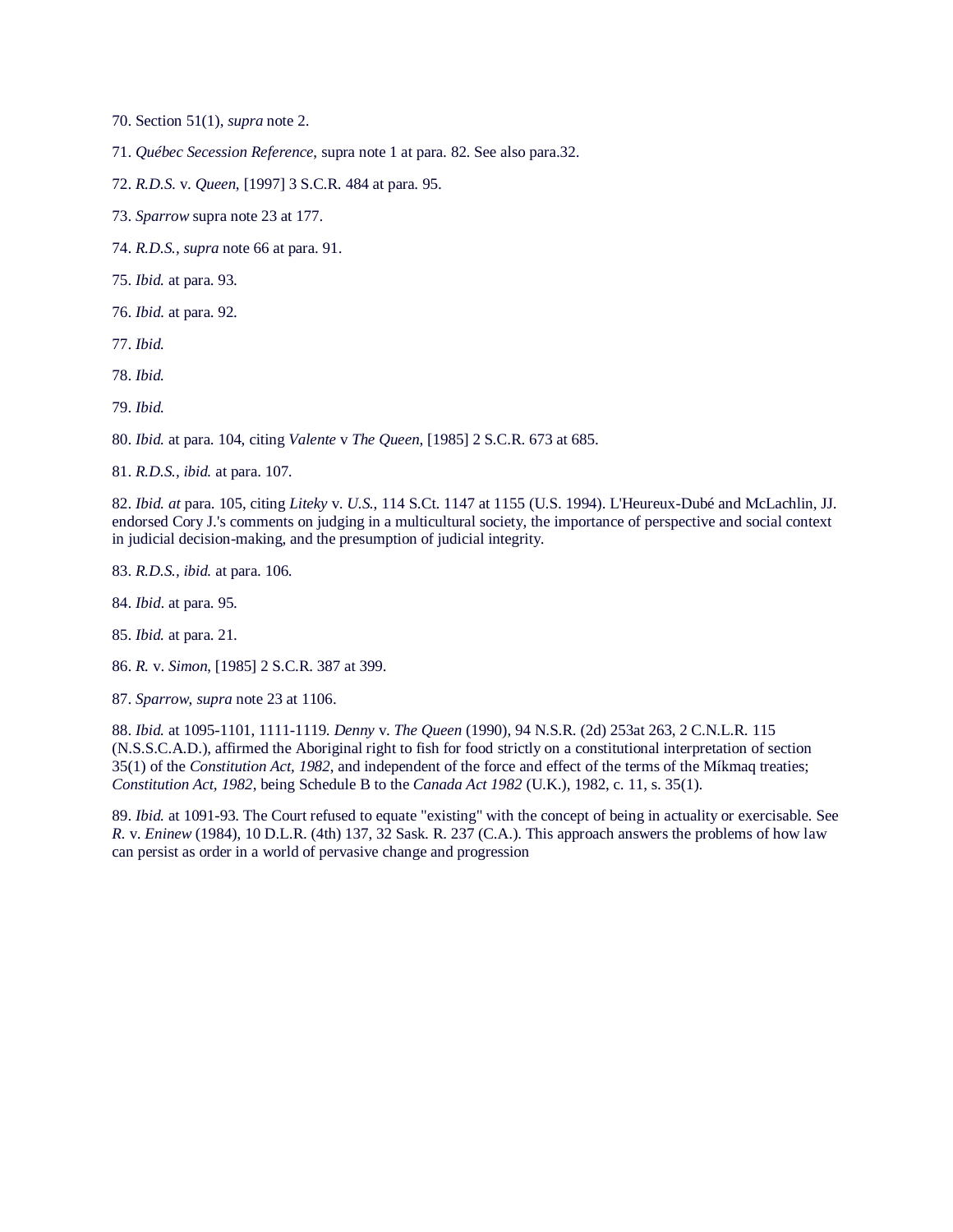70. Section 51(1), *supra* note 2.

71. *Québec Secession Reference*, supra note 1 at para. 82. See also para.32.

72. *R.D.S.* v. *Queen*, [1997] 3 S.C.R. 484 at para. 95.

73. *Sparrow* supra note 23 at 177.

74. *R.D.S., supra* note 66 at para. 91.

75. *Ibid.* at para. 93.

76. *Ibid.* at para. 92.

77. *Ibid.*

78. *Ibid.*

79. *Ibid.*

80. *Ibid.* at para. 104, citing *Valente* v *The Queen*, [1985] 2 S.C.R. 673 at 685.

81. *R.D.S., ibid.* at para. 107.

82. *Ibid. at* para. 105, citing *Liteky* v. *U.S.*, 114 S.Ct. 1147 at 1155 (U.S. 1994). L'Heureux-Dubé and McLachlin, JJ. endorsed Cory J.'s comments on judging in a multicultural society, the importance of perspective and social context in judicial decision-making, and the presumption of judicial integrity.

83. *R.D.S., ibid.* at para. 106.

84. *Ibid.* at para. 95.

85. *Ibid.* at para. 21.

86. *R.* v. *Simon*, [1985] 2 S.C.R. 387 at 399.

87. *Sparrow, supra* note 23 at 1106.

88. *Ibid.* at 1095-1101, 1111-1119. *Denny* v. *The Queen* (1990), 94 N.S.R. (2d) 253at 263, 2 C.N.L.R. 115 (N.S.S.C.A.D.), affirmed the Aboriginal right to fish for food strictly on a constitutional interpretation of section 35(1) of the *Constitution Act, 1982*, and independent of the force and effect of the terms of the Míkmaq treaties; *Constitution Act, 1982*, being Schedule B to the *Canada Act 1982* (U.K.), 1982, c. 11, s. 35(1).

89. *Ibid.* at 1091-93. The Court refused to equate "existing" with the concept of being in actuality or exercisable. See *R.* v. *Eninew* (1984), 10 D.L.R. (4th) 137, 32 Sask. R. 237 (C.A.). This approach answers the problems of how law can persist as order in a world of pervasive change and progression